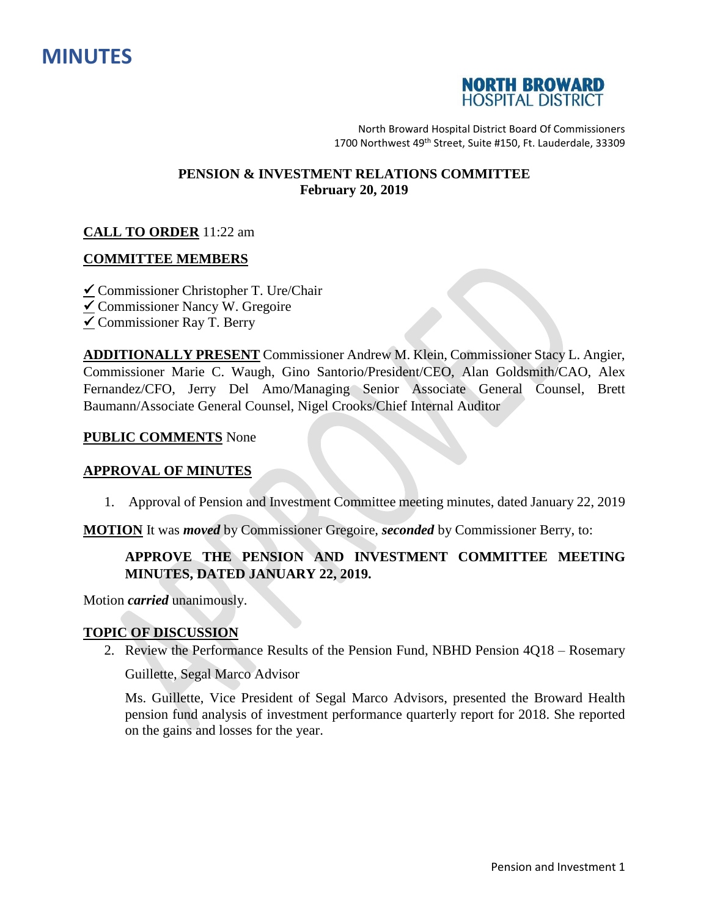# MINUTES

**NORTH BROWARD HOSPITAL DISTRICT**

North Broward Hospital District Board Of Commissioners
1700 Northwest 49th Street, Suite #150, Ft. Lauderdale, 33309

**PENSION & INVESTMENT RELATIONS COMMITTEE**
**February 20, 2019**

**CALL TO ORDER** 11:22 am

**COMMITTEE MEMBERS**

✓ Commissioner Christopher T. Ure/Chair
✓ Commissioner Nancy W. Gregoire
✓ Commissioner Ray T. Berry

**ADDITIONALLY PRESENT** Commissioner Andrew M. Klein, Commissioner Stacy L. Angier, Commissioner Marie C. Waugh, Gino Santorio/President/CEO, Alan Goldsmith/CAO, Alex Fernandez/CFO, Jerry Del Amo/Managing Senior Associate General Counsel, Brett Baumann/Associate General Counsel, Nigel Crooks/Chief Internal Auditor

**PUBLIC COMMENTS** None

**APPROVAL OF MINUTES**

1. Approval of Pension and Investment Committee meeting minutes, dated January 22, 2019

**MOTION** It was ***moved*** by Commissioner Gregoire, ***seconded*** by Commissioner Berry, to:

> **APPROVE THE PENSION AND INVESTMENT COMMITTEE MEETING MINUTES, DATED JANUARY 22, 2019.**

Motion ***carried*** unanimously.

**TOPIC OF DISCUSSION**

2. Review the Performance Results of the Pension Fund, NBHD Pension 4Q18 – Rosemary Guillette, Segal Marco Advisor

   Ms. Guillette, Vice President of Segal Marco Advisors, presented the Broward Health pension fund analysis of investment performance quarterly report for 2018. She reported on the gains and losses for the year.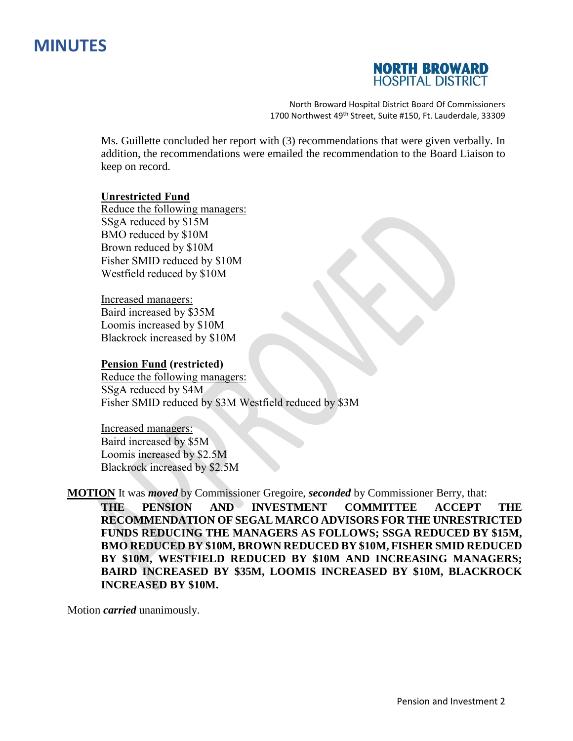# MINUTES

Ms. Guillette concluded her report with (3) recommendations that were given verbally. In addition, the recommendations were emailed the recommendation to the Board Liaison to keep on record.

**Unrestricted Fund**

Reduce the following managers:
SSgA reduced by $15M
BMO reduced by $10M
Brown reduced by $10M
Fisher SMID reduced by $10M
Westfield reduced by $10M

Increased managers:
Baird increased by $35M
Loomis increased by $10M
Blackrock increased by $10M

**Pension Fund (restricted)**

Reduce the following managers:
SSgA reduced by $4M
Fisher SMID reduced by $3M Westfield reduced by $3M

Increased managers:
Baird increased by $5M
Loomis increased by $2.5M
Blackrock increased by $2.5M

**MOTION** It was ***moved*** by Commissioner Gregoire, ***seconded*** by Commissioner Berry, that:

**THE PENSION AND INVESTMENT COMMITTEE ACCEPT THE RECOMMENDATION OF SEGAL MARCO ADVISORS FOR THE UNRESTRICTED FUNDS REDUCING THE MANAGERS AS FOLLOWS; SSGA REDUCED BY $15M, BMO REDUCED BY $10M, BROWN REDUCED BY $10M, FISHER SMID REDUCED BY $10M, WESTFIELD REDUCED BY $10M AND INCREASING MANAGERS; BAIRD INCREASED BY $35M, LOOMIS INCREASED BY $10M, BLACKROCK INCREASED BY $10M.**

Motion ***carried*** unanimously.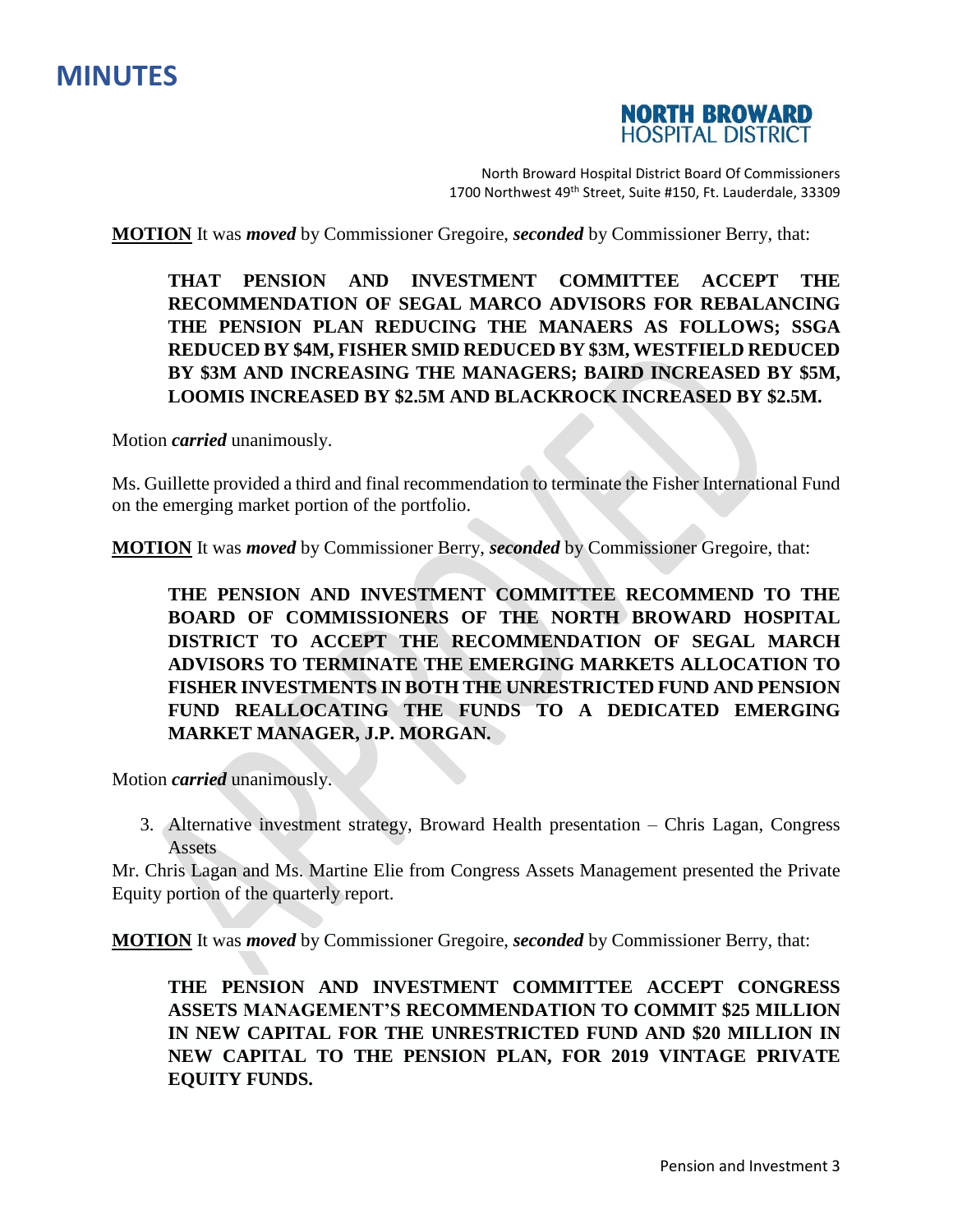**MOTION** It was ***moved*** by Commissioner Gregoire, ***seconded*** by Commissioner Berry, that:

> **THAT PENSION AND INVESTMENT COMMITTEE ACCEPT THE RECOMMENDATION OF SEGAL MARCO ADVISORS FOR REBALANCING THE PENSION PLAN REDUCING THE MANAERS AS FOLLOWS; SSGA REDUCED BY $4M, FISHER SMID REDUCED BY $3M, WESTFIELD REDUCED BY $3M AND INCREASING THE MANAGERS; BAIRD INCREASED BY $5M, LOOMIS INCREASED BY $2.5M AND BLACKROCK INCREASED BY $2.5M.**

Motion ***carried*** unanimously.

Ms. Guillette provided a third and final recommendation to terminate the Fisher International Fund on the emerging market portion of the portfolio.

**MOTION** It was ***moved*** by Commissioner Berry, ***seconded*** by Commissioner Gregoire, that:

> **THE PENSION AND INVESTMENT COMMITTEE RECOMMEND TO THE BOARD OF COMMISSIONERS OF THE NORTH BROWARD HOSPITAL DISTRICT TO ACCEPT THE RECOMMENDATION OF SEGAL MARCH ADVISORS TO TERMINATE THE EMERGING MARKETS ALLOCATION TO FISHER INVESTMENTS IN BOTH THE UNRESTRICTED FUND AND PENSION FUND REALLOCATING THE FUNDS TO A DEDICATED EMERGING MARKET MANAGER, J.P. MORGAN.**

Motion ***carried*** unanimously.

3. Alternative investment strategy, Broward Health presentation – Chris Lagan, Congress Assets

Mr. Chris Lagan and Ms. Martine Elie from Congress Assets Management presented the Private Equity portion of the quarterly report.

**MOTION** It was ***moved*** by Commissioner Gregoire, ***seconded*** by Commissioner Berry, that:

> **THE PENSION AND INVESTMENT COMMITTEE ACCEPT CONGRESS ASSETS MANAGEMENT'S RECOMMENDATION TO COMMIT $25 MILLION IN NEW CAPITAL FOR THE UNRESTRICTED FUND AND $20 MILLION IN NEW CAPITAL TO THE PENSION PLAN, FOR 2019 VINTAGE PRIVATE EQUITY FUNDS.**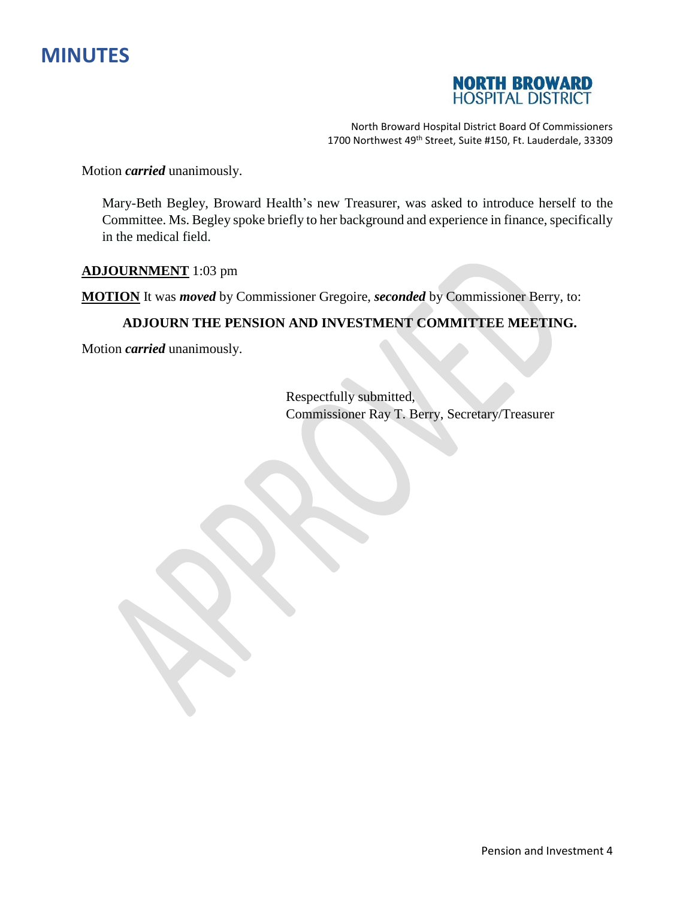Motion ***carried*** unanimously.

Mary-Beth Begley, Broward Health's new Treasurer, was asked to introduce herself to the Committee. Ms. Begley spoke briefly to her background and experience in finance, specifically in the medical field.

**ADJOURNMENT** 1:03 pm

**MOTION** It was ***moved*** by Commissioner Gregoire, ***seconded*** by Commissioner Berry, to:

**ADJOURN THE PENSION AND INVESTMENT COMMITTEE MEETING.**

Motion ***carried*** unanimously.

Respectfully submitted,
Commissioner Ray T. Berry, Secretary/Treasurer